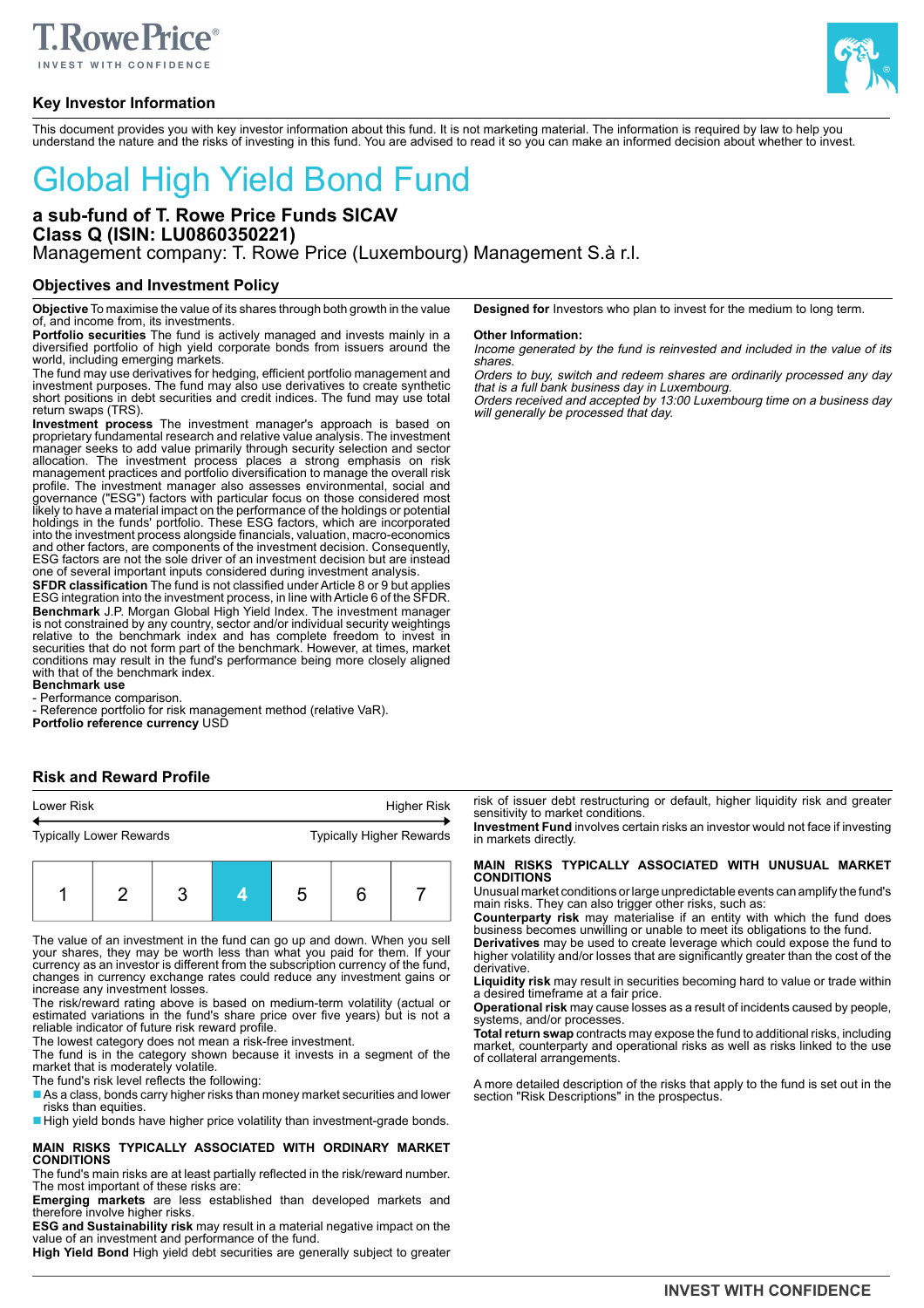## Key Investor Information

This document provides you with key investor information about this fund. It is not marketing material. The information is required by law to help you understand the nature and the risks of investing in this fund. You are advised to read it so you can make an informed decision about whether to invest.

# Global High Yield Bond Fund

**a sub-fund of T. Rowe Price Funds SICAV**
**Class Q (ISIN: LU0860350221)**
Management company: T. Rowe Price (Luxembourg) Management S.à r.l.

## Objectives and Investment Policy

**Objective** To maximise the value of its shares through both growth in the value of, and income from, its investments.

**Portfolio securities** The fund is actively managed and invests mainly in a diversified portfolio of high yield corporate bonds from issuers around the world, including emerging markets.

The fund may use derivatives for hedging, efficient portfolio management and investment purposes. The fund may also use derivatives to create synthetic short positions in debt securities and credit indices. The fund may use total return swaps (TRS).

**Investment process** The investment manager's approach is based on proprietary fundamental research and relative value analysis. The investment manager seeks to add value primarily through security selection and sector allocation. The investment process places a strong emphasis on risk management practices and portfolio diversification to manage the overall risk profile. The investment manager also assesses environmental, social and governance ("ESG") factors with particular focus on those considered most likely to have a material impact on the performance of the holdings or potential holdings in the funds' portfolio. These ESG factors, which are incorporated into the investment process alongside financials, valuation, macro-economics and other factors, are components of the investment decision. Consequently, ESG factors are not the sole driver of an investment decision but are instead one of several important inputs considered during investment analysis.

**SFDR classification** The fund is not classified under Article 8 or 9 but applies ESG integration into the investment process, in line with Article 6 of the SFDR.

**Benchmark** J.P. Morgan Global High Yield Index. The investment manager is not constrained by any country, sector and/or individual security weightings relative to the benchmark index and has complete freedom to invest in securities that do not form part of the benchmark. However, at times, market conditions may result in the fund's performance being more closely aligned with that of the benchmark index.

**Benchmark use**
- Performance comparison.
- Reference portfolio for risk management method (relative VaR).

**Portfolio reference currency** USD

**Designed for** Investors who plan to invest for the medium to long term.

**Other Information:**

*Income generated by the fund is reinvested and included in the value of its shares.*

*Orders to buy, switch and redeem shares are ordinarily processed any day that is a full bank business day in Luxembourg.*

*Orders received and accepted by 13:00 Luxembourg time on a business day will generally be processed that day.*

## Risk and Reward Profile

| Lower Risk | | | | | | Higher Risk |
|---|---|---|---|---|---|---|
| Typically Lower Rewards | | | | | | Typically Higher Rewards |
| 1 | 2 | 3 | **4** | 5 | 6 | 7 |

The value of an investment in the fund can go up and down. When you sell your shares, they may be worth less than what you paid for them. If your currency as an investor is different from the subscription currency of the fund, changes in currency exchange rates could reduce any investment gains or increase any investment losses.

The risk/reward rating above is based on medium-term volatility (actual or estimated variations in the fund's share price over five years) but is not a reliable indicator of future risk reward profile.

The lowest category does not mean a risk-free investment.

The fund is in the category shown because it invests in a segment of the market that is moderately volatile.

The fund's risk level reflects the following:

- As a class, bonds carry higher risks than money market securities and lower risks than equities.
- High yield bonds have higher price volatility than investment-grade bonds.

**MAIN RISKS TYPICALLY ASSOCIATED WITH ORDINARY MARKET CONDITIONS**

The fund's main risks are at least partially reflected in the risk/reward number. The most important of these risks are:

**Emerging markets** are less established than developed markets and therefore involve higher risks.

**ESG and Sustainability risk** may result in a material negative impact on the value of an investment and performance of the fund.

**High Yield Bond** High yield debt securities are generally subject to greater risk of issuer debt restructuring or default, higher liquidity risk and greater sensitivity to market conditions.

**Investment Fund** involves certain risks an investor would not face if investing in markets directly.

**MAIN RISKS TYPICALLY ASSOCIATED WITH UNUSUAL MARKET CONDITIONS**

Unusual market conditions or large unpredictable events can amplify the fund's main risks. They can also trigger other risks, such as:

**Counterparty risk** may materialise if an entity with which the fund does business becomes unwilling or unable to meet its obligations to the fund.

**Derivatives** may be used to create leverage which could expose the fund to higher volatility and/or losses that are significantly greater than the cost of the derivative.

**Liquidity risk** may result in securities becoming hard to value or trade within a desired timeframe at a fair price.

**Operational risk** may cause losses as a result of incidents caused by people, systems, and/or processes.

**Total return swap** contracts may expose the fund to additional risks, including market, counterparty and operational risks as well as risks linked to the use of collateral arrangements.

A more detailed description of the risks that apply to the fund is set out in the section "Risk Descriptions" in the prospectus.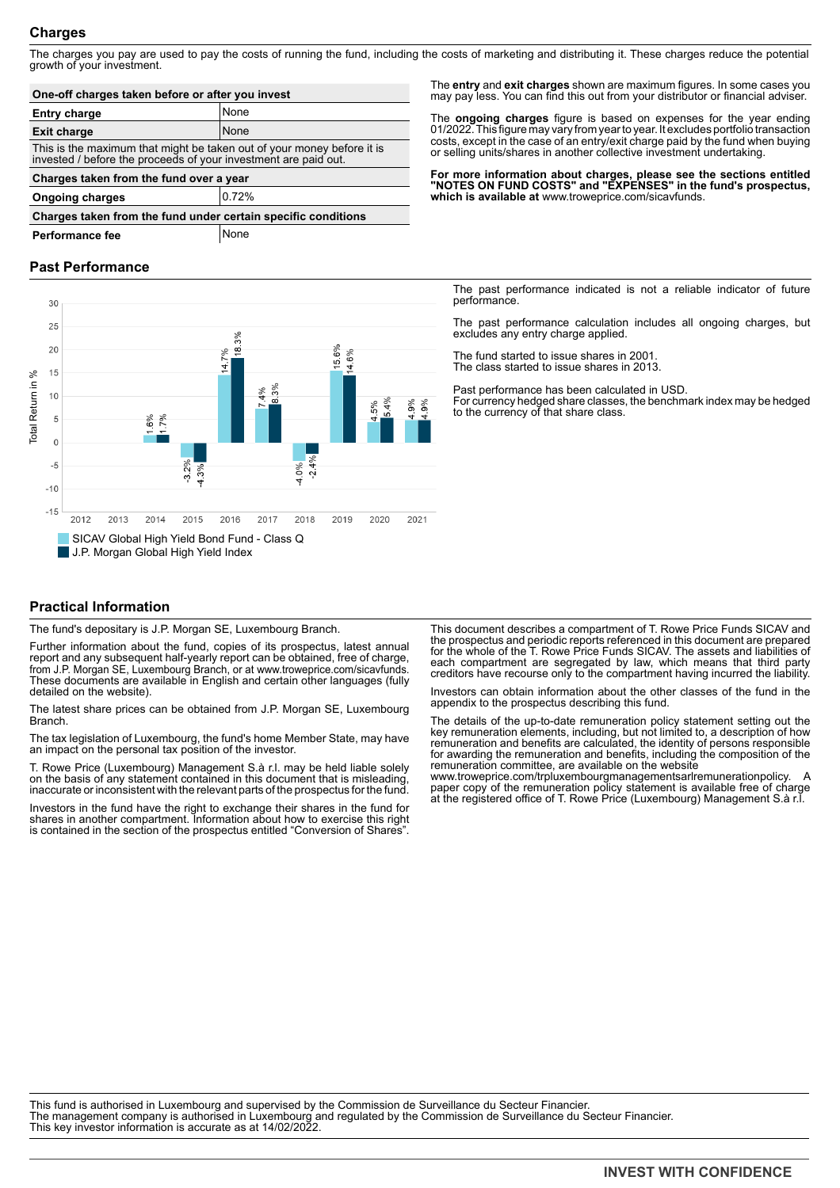## Charges

The charges you pay are used to pay the costs of running the fund, including the costs of marketing and distributing it. These charges reduce the potential growth of your investment.

| One-off charges taken before or after you invest | |
|---|---|
| **Entry charge** | None |
| **Exit charge** | None |
| This is the maximum that might be taken out of your money before it is invested / before the proceeds of your investment are paid out. | |
| **Charges taken from the fund over a year** | |
| **Ongoing charges** | 0.72% |
| **Charges taken from the fund under certain specific conditions** | |
| **Performance fee** | None |

The **entry** and **exit charges** shown are maximum figures. In some cases you may pay less. You can find this out from your distributor or financial adviser.

The **ongoing charges** figure is based on expenses for the year ending 01/2022. This figure may vary from year to year. It excludes portfolio transaction costs, except in the case of an entry/exit charge paid by the fund when buying or selling units/shares in another collective investment undertaking.

**For more information about charges, please see the sections entitled "NOTES ON FUND COSTS" and "EXPENSES" in the fund's prospectus, which is available at** www.troweprice.com/sicavfunds.

## Past Performance

Total Return in %

30
25
20
15
10
5
0
-5
-10
-15

2012 2013 2014 2015 2016 2017 2018 2019 2020 2021

1.6% 1.7%
-3.2% -4.3%
14.7% 18.3%
7.4% 8.3%
-4.0% -2.4%
15.6% 14.6%
4.5% 5.4%
4.9% 4.9%

SICAV Global High Yield Bond Fund - Class Q
J.P. Morgan Global High Yield Index

The past performance indicated is not a reliable indicator of future performance.

The past performance calculation includes all ongoing charges, but excludes any entry charge applied.

The fund started to issue shares in 2001.
The class started to issue shares in 2013.

Past performance has been calculated in USD.
For currency hedged share classes, the benchmark index may be hedged to the currency of that share class.

## Practical Information

The fund's depositary is J.P. Morgan SE, Luxembourg Branch.

Further information about the fund, copies of its prospectus, latest annual report and any subsequent half-yearly report can be obtained, free of charge, from J.P. Morgan SE, Luxembourg Branch, or at www.troweprice.com/sicavfunds. These documents are available in English and certain other languages (fully detailed on the website).

The latest share prices can be obtained from J.P. Morgan SE, Luxembourg Branch.

The tax legislation of Luxembourg, the fund's home Member State, may have an impact on the personal tax position of the investor.

T. Rowe Price (Luxembourg) Management S.à r.l. may be held liable solely on the basis of any statement contained in this document that is misleading, inaccurate or inconsistent with the relevant parts of the prospectus for the fund.

Investors in the fund have the right to exchange their shares in the fund for shares in another compartment. Information about how to exercise this right is contained in the section of the prospectus entitled "Conversion of Shares".

This document describes a compartment of T. Rowe Price Funds SICAV and the prospectus and periodic reports referenced in this document are prepared for the whole of the T. Rowe Price Funds SICAV. The assets and liabilities of each compartment are segregated by law, which means that third party creditors have recourse only to the compartment having incurred the liability.

Investors can obtain information about the other classes of the fund in the appendix to the prospectus describing this fund.

The details of the up-to-date remuneration policy statement setting out the key remuneration elements, including, but not limited to, a description of how remuneration and benefits are calculated, the identity of persons responsible for awarding the remuneration and benefits, including the composition of the remuneration committee, are available on the website www.troweprice.com/trpluxembourgmanagementsarlremunerationpolicy. A paper copy of the remuneration policy statement is available free of charge at the registered office of T. Rowe Price (Luxembourg) Management S.à r.l.

This fund is authorised in Luxembourg and supervised by the Commission de Surveillance du Secteur Financier.
The management company is authorised in Luxembourg and regulated by the Commission de Surveillance du Secteur Financier.
This key investor information is accurate as at 14/02/2022.

INVEST WITH CONFIDENCE